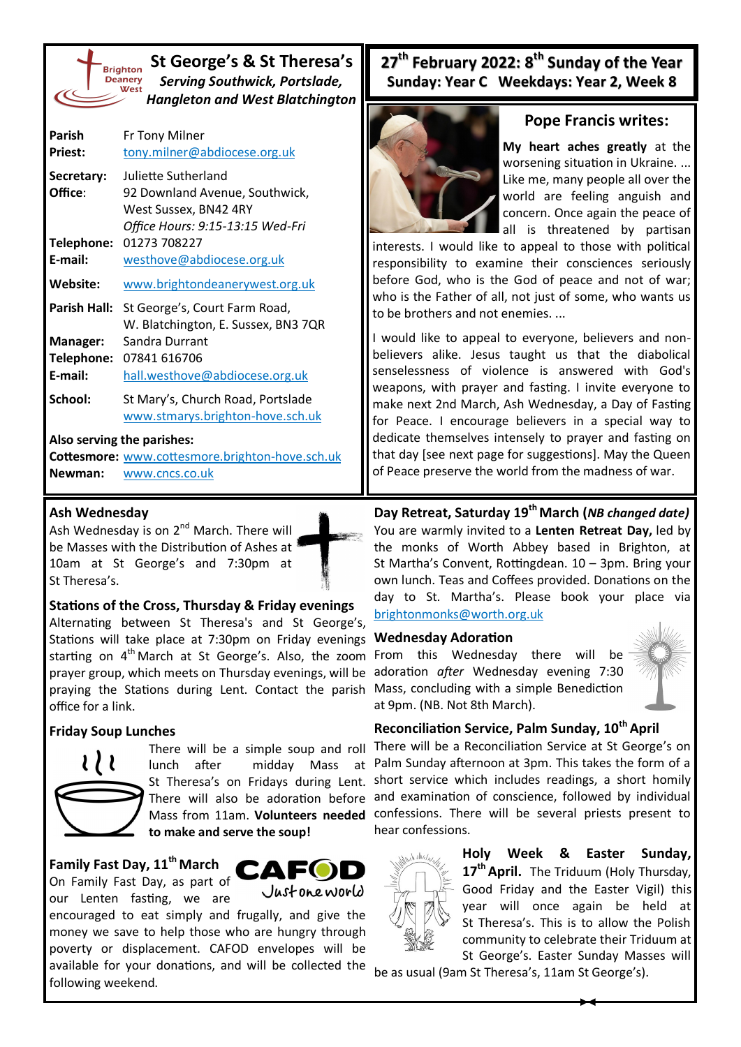# St George's & St Theresa's

***Serving Southwick, Portslade, Hangleton and West Blatchington***

| | |
|---|---|
| **Parish Priest:** | Fr Tony Milner<br>tony.milner@abdiocese.org.uk |
| **Secretary: Office:** | Juliette Sutherland<br>92 Downland Avenue, Southwick, West Sussex, BN42 4RY<br>*Office Hours: 9:15-13:15 Wed-Fri* |
| **Telephone:** | 01273 708227 |
| **E-mail:** | westhove@abdiocese.org.uk |
| **Website:** | www.brightondeanerywest.org.uk |
| **Parish Hall:** | St George's, Court Farm Road, W. Blatchington, E. Sussex, BN3 7QR |
| **Manager:** | Sandra Durrant |
| **Telephone:** | 07841 616706 |
| **E-mail:** | hall.westhove@abdiocese.org.uk |
| **School:** | St Mary's, Church Road, Portslade<br>www.stmarys.brighton-hove.sch.uk |

**Also serving the parishes:**
**Cottesmore:** www.cottesmore.brighton-hove.sch.uk
**Newman:** www.cncs.co.uk

## 27th February 2022: 8th Sunday of the Year
## Sunday: Year C Weekdays: Year 2, Week 8

### Pope Francis writes:

**My heart aches greatly** at the worsening situation in Ukraine. ... Like me, many people all over the world are feeling anguish and concern. Once again the peace of all is threatened by partisan interests. I would like to appeal to those with political responsibility to examine their consciences seriously before God, who is the God of peace and not of war; who is the Father of all, not just of some, who wants us to be brothers and not enemies. ...

I would like to appeal to everyone, believers and non-believers alike. Jesus taught us that the diabolical senselessness of violence is answered with God's weapons, with prayer and fasting. I invite everyone to make next 2nd March, Ash Wednesday, a Day of Fasting for Peace. I encourage believers in a special way to dedicate themselves intensely to prayer and fasting on that day [see next page for suggestions]. May the Queen of Peace preserve the world from the madness of war.

### Ash Wednesday

Ash Wednesday is on 2nd March. There will be Masses with the Distribution of Ashes at 10am at St George's and 7:30pm at St Theresa's.

### Stations of the Cross, Thursday & Friday evenings

Alternating between St Theresa's and St George's, Stations will take place at 7:30pm on Friday evenings starting on 4th March at St George's. Also, the zoom prayer group, which meets on Thursday evenings, will be praying the Stations during Lent. Contact the parish office for a link.

### Friday Soup Lunches

There will be a simple soup and roll lunch after midday Mass at St Theresa's on Fridays during Lent. There will also be adoration before Mass from 11am. **Volunteers needed to make and serve the soup!**

### Family Fast Day, 11th March

On Family Fast Day, as part of our Lenten fasting, we are encouraged to eat simply and frugally, and give the money we save to help those who are hungry through poverty or displacement. CAFOD envelopes will be available for your donations, and will be collected the following weekend.

### Day Retreat, Saturday 19th March (*NB changed date)*

You are warmly invited to a **Lenten Retreat Day,** led by the monks of Worth Abbey based in Brighton, at St Martha's Convent, Rottingdean. 10 – 3pm. Bring your own lunch. Teas and Coffees provided. Donations on the day to St. Martha's. Please book your place via brightonmonks@worth.org.uk

### Wednesday Adoration

From this Wednesday there will be adoration *after* Wednesday evening 7:30 Mass, concluding with a simple Benediction at 9pm. (NB. Not 8th March).

### Reconciliation Service, Palm Sunday, 10th April

There will be a Reconciliation Service at St George's on Palm Sunday afternoon at 3pm. This takes the form of a short service which includes readings, a short homily and examination of conscience, followed by individual confessions. There will be several priests present to hear confessions.

**Holy Week & Easter Sunday, 17th April.** The Triduum (Holy Thursday, Good Friday and the Easter Vigil) this year will once again be held at St Theresa's. This is to allow the Polish community to celebrate their Triduum at St George's. Easter Sunday Masses will be as usual (9am St Theresa's, 11am St George's).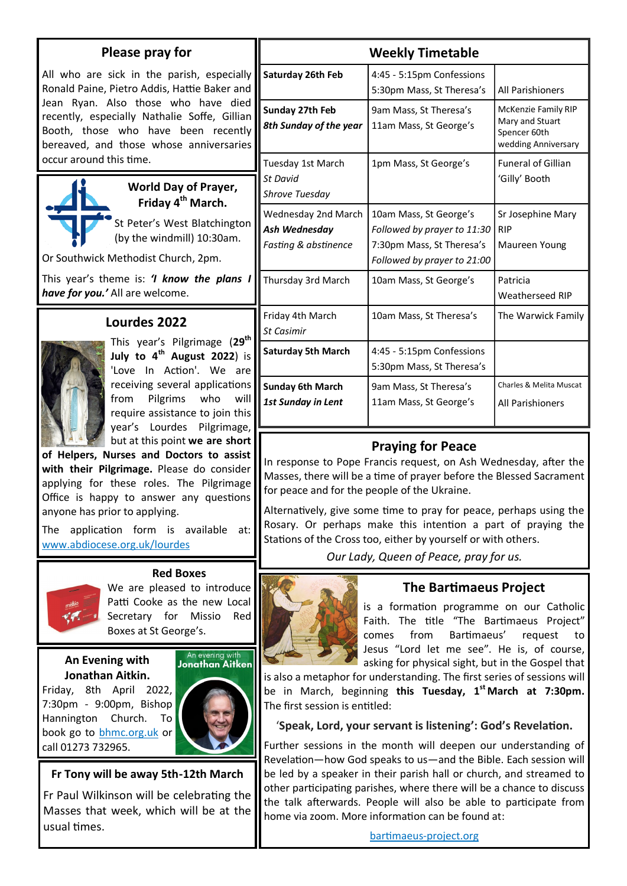## Please pray for

All who are sick in the parish, especially Ronald Paine, Pietro Addis, Hattie Baker and Jean Ryan. Also those who have died recently, especially Nathalie Soffe, Gillian Booth, those who have been recently bereaved, and those whose anniversaries occur around this time.

## World Day of Prayer, Friday 4th March.

St Peter's West Blatchington (by the windmill) 10:30am.

Or Southwick Methodist Church, 2pm.

This year's theme is: ***'I know the plans I have for you.'*** All are welcome.

## Lourdes 2022

This year's Pilgrimage (**29th July to 4th August 2022**) is 'Love In Action'. We are receiving several applications from Pilgrims who will require assistance to join this year's Lourdes Pilgrimage, but at this point **we are short of Helpers, Nurses and Doctors to assist with their Pilgrimage.** Please do consider applying for these roles. The Pilgrimage Office is happy to answer any questions anyone has prior to applying.

The application form is available at: www.abdiocese.org.uk/lourdes

## Red Boxes

We are pleased to introduce Patti Cooke as the new Local Secretary for Missio Red Boxes at St George's.

## An Evening with Jonathan Aitkin.

Friday, 8th April 2022, 7:30pm - 9:00pm, Bishop Hannington Church. To book go to bhmc.org.uk or call 01273 732965.

## Fr Tony will be away 5th-12th March

Fr Paul Wilkinson will be celebrating the Masses that week, which will be at the usual times.

## Weekly Timetable

| | | |
|---|---|---|
| **Saturday 26th Feb** | 4:45 - 5:15pm Confessions<br>5:30pm Mass, St Theresa's | All Parishioners |
| **Sunday 27th Feb**<br>***8th Sunday of the year*** | 9am Mass, St Theresa's<br>11am Mass, St George's | McKenzie Family RIP<br>Mary and Stuart Spencer 60th wedding Anniversary |
| Tuesday 1st March<br>*St David*<br>*Shrove Tuesday* | 1pm Mass, St George's | Funeral of Gillian 'Gilly' Booth |
| Wednesday 2nd March<br>***Ash Wednesday***<br>*Fasting & abstinence* | 10am Mass, St George's<br>*Followed by prayer to 11:30*<br>7:30pm Mass, St Theresa's<br>*Followed by prayer to 21:00* | Sr Josephine Mary RIP<br>Maureen Young |
| Thursday 3rd March | 10am Mass, St George's | Patricia Weatherseed RIP |
| Friday 4th March<br>*St Casimir* | 10am Mass, St Theresa's | The Warwick Family |
| **Saturday 5th March** | 4:45 - 5:15pm Confessions<br>5:30pm Mass, St Theresa's | |
| **Sunday 6th March**<br>***1st Sunday in Lent*** | 9am Mass, St Theresa's<br>11am Mass, St George's | Charles & Melita Muscat<br>All Parishioners |

## Praying for Peace

In response to Pope Francis request, on Ash Wednesday, after the Masses, there will be a time of prayer before the Blessed Sacrament for peace and for the people of the Ukraine.

Alternatively, give some time to pray for peace, perhaps using the Rosary. Or perhaps make this intention a part of praying the Stations of the Cross too, either by yourself or with others.

*Our Lady, Queen of Peace, pray for us.*

## The Bartimaeus Project

is a formation programme on our Catholic Faith. The title "The Bartimaeus Project" comes from Bartimaeus' request to Jesus "Lord let me see". He is, of course, asking for physical sight, but in the Gospel that is also a metaphor for understanding. The first series of sessions will be in March, beginning **this Tuesday, 1st March at 7:30pm.** The first session is entitled:

**'Speak, Lord, your servant is listening': God's Revelation.**

Further sessions in the month will deepen our understanding of Revelation—how God speaks to us—and the Bible. Each session will be led by a speaker in their parish hall or church, and streamed to other participating parishes, where there will be a chance to discuss the talk afterwards. People will also be able to participate from home via zoom. More information can be found at:

bartimaeus-project.org